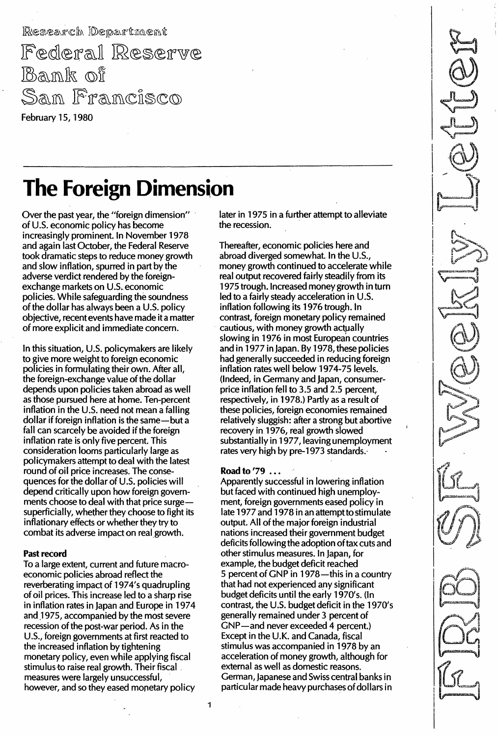Research Department

Federal Reserve Bank of San Francisco

February 15, 1980

# The Foreign Dimension

Over the past year, the "foreign dimension" of U.S. economic policy has become increasingly prominent. In November 1978 and again last October, the Federal Reserve took dramatic steps to reduce money growth and slow inflation, spurred in part by the adverse verdict rendered by the foreign-exchange markets on U.S. economic policies. While safeguarding the soundness of the dollar has always been a U.S. policy objective, recent events have made it a matter of more explicit and immediate concern.

In this situation, U.S. policymakers are likely to give more weight to foreign economic policies in formulating their own. After all, the foreign-exchange value of the dollar depends upon policies taken abroad as well as those pursued here at home. Ten-percent inflation in the U.S. need not mean a falling dollar if foreign inflation is the same—but a fall can scarcely be avoided if the foreign inflation rate is only five percent. This consideration looms particularly large as policymakers attempt to deal with the latest round of oil price increases. The consequences for the dollar of U.S. policies will depend critically upon how foreign governments choose to deal with that price surge—superficially, whether they choose to fight its inflationary effects or whether they try to combat its adverse impact on real growth.

### Past record

To a large extent, current and future macroeconomic policies abroad reflect the reverberating impact of 1974's quadrupling of oil prices. This increase led to a sharp rise in inflation rates in Japan and Europe in 1974 and 1975, accompanied by the most severe recession of the post-war period. As in the U.S., foreign governments at first reacted to the increased inflation by tightening monetary policy, even while applying fiscal stimulus to raise real growth. Their fiscal measures were largely unsuccessful, however, and so they eased monetary policy later in 1975 in a further attempt to alleviate the recession.

Thereafter, economic policies here and abroad diverged somewhat. In the U.S., money growth continued to accelerate while real output recovered fairly steadily from its 1975 trough. Increased money growth in turn led to a fairly steady acceleration in U.S. inflation following its 1976 trough. In contrast, foreign monetary policy remained cautious, with money growth actually slowing in 1976 in most European countries and in 1977 in Japan. By 1978, these policies had generally succeeded in reducing foreign inflation rates well below 1974-75 levels. (Indeed, in Germany and Japan, consumer-price inflation fell to 3.5 and 2.5 percent, respectively, in 1978.) Partly as a result of these policies, foreign economies remained relatively sluggish: after a strong but abortive recovery in 1976, real growth slowed substantially in 1977, leaving unemployment rates very high by pre-1973 standards.

### Road to '79 ...

Apparently successful in lowering inflation but faced with continued high unemployment, foreign governments eased policy in late 1977 and 1978 in an attempt to stimulate output. All of the major foreign industrial nations increased their government budget deficits following the adoption of tax cuts and other stimulus measures. In Japan, for example, the budget deficit reached 5 percent of GNP in 1978—this in a country that had not experienced any significant budget deficits until the early 1970's. (In contrast, the U.S. budget deficit in the 1970's generally remained under 3 percent of GNP—and never exceeded 4 percent.) Except in the U.K. and Canada, fiscal stimulus was accompanied in 1978 by an acceleration of money growth, although for external as well as domestic reasons. German, Japanese and Swiss central banks in particular made heavy purchases of dollars in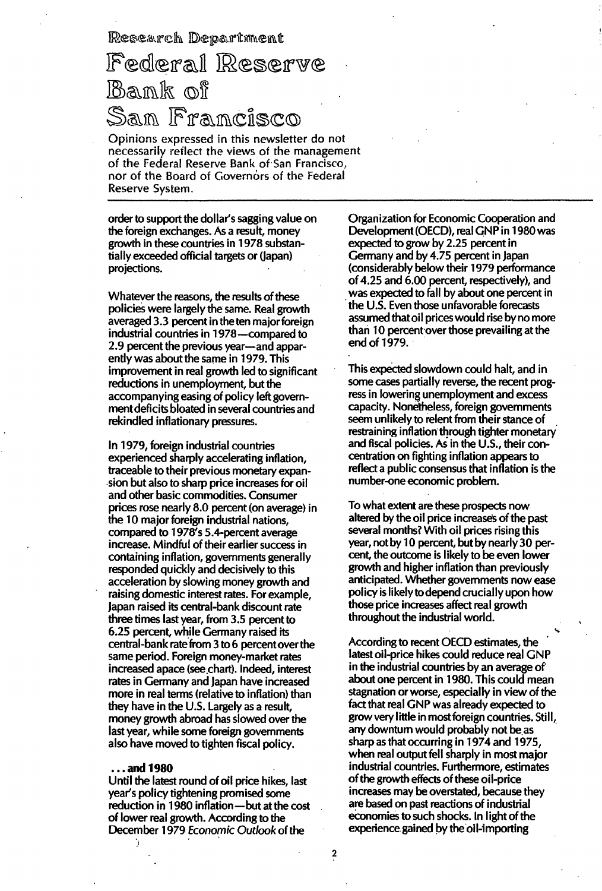order to support the dollar's sagging value on the foreign exchanges. As a result, money growth in these countries in 1978 substantially exceeded official targets or (Japan) projections.

Whatever the reasons, the results of these policies were largely the same. Real growth averaged 3.3 percent in the ten major foreign industrial countries in 1978—compared to 2.9 percent the previous year—and apparently was about the same in 1979. This improvement in real growth led to significant reductions in unemployment, but the accompanying easing of policy left government deficits bloated in several countries and rekindled inflationary pressures.

In 1979, foreign industrial countries experienced sharply accelerating inflation, traceable to their previous monetary expansion but also to sharp price increases for oil and other basic commodities. Consumer prices rose nearly 8.0 percent (on average) in the 10 major foreign industrial nations, compared to 1978's 5.4-percent average increase. Mindful of their earlier success in containing inflation, governments generally responded quickly and decisively to this acceleration by slowing money growth and raising domestic interest rates. For example, Japan raised its central-bank discount rate three times last year, from 3.5 percent to 6.25 percent, while Germany raised its central-bank rate from 3 to 6 percent over the same period. Foreign money-market rates increased apace (see chart). Indeed, interest rates in Germany and Japan have increased more in real terms (relative to inflation) than they have in the U.S. Largely as a result, money growth abroad has slowed over the last year, while some foreign governments also have moved to tighten fiscal policy.

### ... and 1980

Until the latest round of oil price hikes, last year's policy tightening promised some reduction in 1980 inflation—but at the cost of lower real growth. According to the December 1979 *Economic Outlook* of the Organization for Economic Cooperation and Development (OECD), real GNP in 1980 was expected to grow by 2.25 percent in Germany and by 4.75 percent in Japan (considerably below their 1979 performance of 4.25 and 6.00 percent, respectively), and was expected to fall by about one percent in the U.S. Even those unfavorable forecasts assumed that oil prices would rise by no more than 10 percent over those prevailing at the end of 1979.

This expected slowdown could halt, and in some cases partially reverse, the recent progress in lowering unemployment and excess capacity. Nonetheless, foreign governments seem unlikely to relent from their stance of restraining inflation through tighter monetary and fiscal policies. As in the U.S., their concentration on fighting inflation appears to reflect a public consensus that inflation is the number-one economic problem.

To what extent are these prospects now altered by the oil price increases of the past several months? With oil prices rising this year, not by 10 percent, but by nearly 30 percent, the outcome is likely to be even lower growth and higher inflation than previously anticipated. Whether governments now ease policy is likely to depend crucially upon how those price increases affect real growth throughout the industrial world.

According to recent OECD estimates, the latest oil-price hikes could reduce real GNP in the industrial countries by an average of about one percent in 1980. This could mean stagnation or worse, especially in view of the fact that real GNP was already expected to grow very little in most foreign countries. Still, any downturn would probably not be as sharp as that occurring in 1974 and 1975, when real output fell sharply in most major industrial countries. Furthermore, estimates of the growth effects of these oil-price increases may be overstated, because they are based on past reactions of industrial economies to such shocks. In light of the experience gained by the oil-importing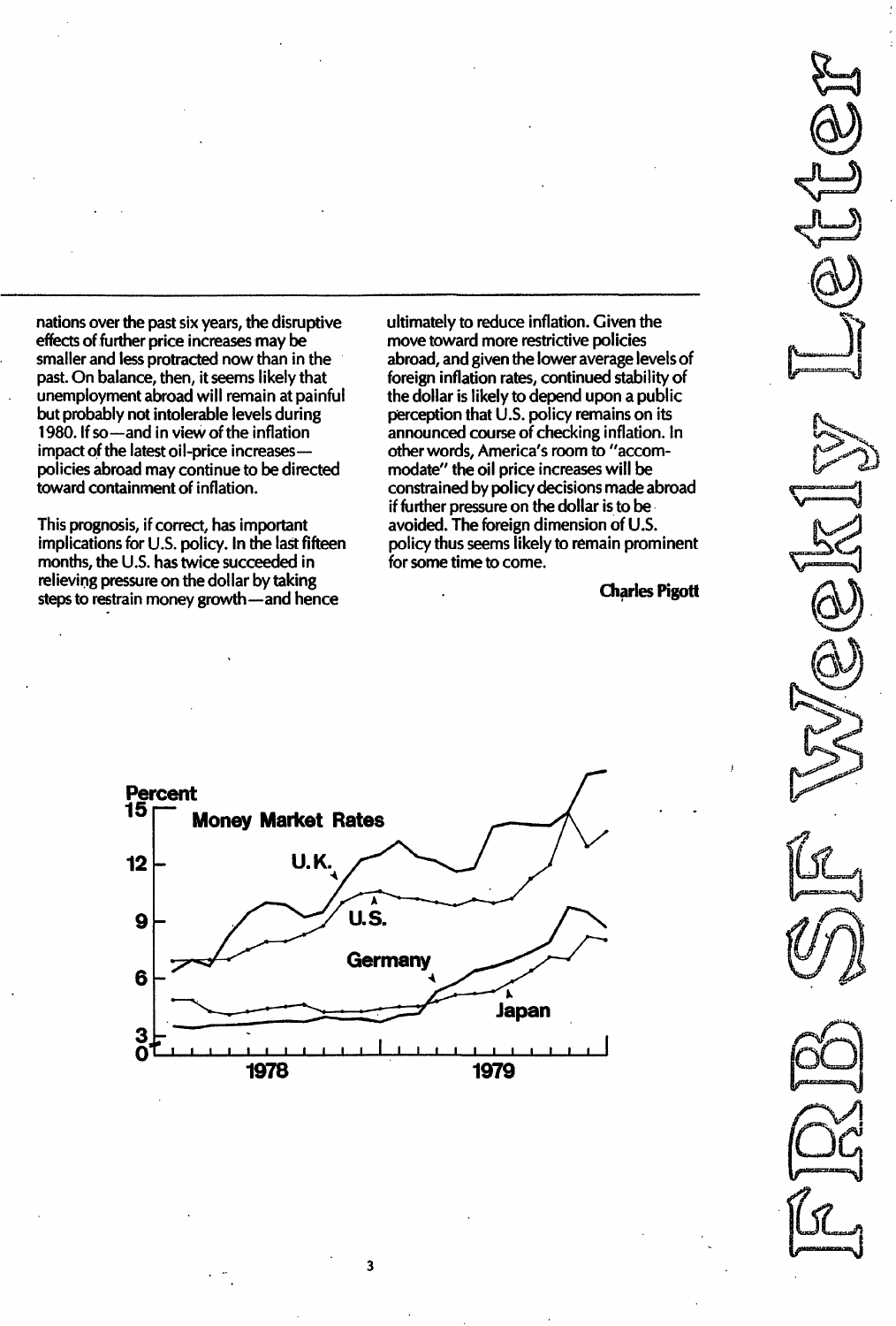nations over the past six years, the disruptive effects of further price increases may be smaller and less protracted now than in the past. On balance, then, it seems likely that unemployment abroad will remain at painful but probably not intolerable levels during 1980. If so—and in view of the inflation impact of the latest oil-price increases—policies abroad may continue to be directed toward containment of inflation.

This prognosis, if correct, has important implications for U.S. policy. In the last fifteen months, the U.S. has twice succeeded in relieving pressure on the dollar by taking steps to restrain money growth—and hence ultimately to reduce inflation. Given the move toward more restrictive policies abroad, and given the lower average levels of foreign inflation rates, continued stability of the dollar is likely to depend upon a public perception that U.S. policy remains on its announced course of checking inflation. In other words, America's room to "accommodate" the oil price increases will be constrained by policy decisions made abroad if further pressure on the dollar is to be avoided. The foreign dimension of U.S. policy thus seems likely to remain prominent for some time to come.

**Charles Pigott**

**Money Market Rates**

Percent

(Chart: U.K., U.S., Germany, Japan; 1978–1979)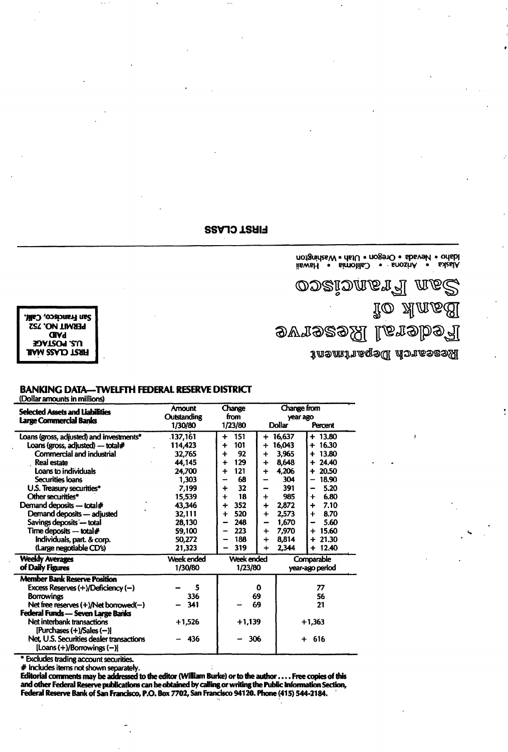Research Department

Federal Reserve

Bank of

San Francisco

Alaska • Arizona • California • Hawaii
Idaho • Nevada • Oregon • Utah • Washington

FIRST CLASS

FIRST CLASS MAIL
U.S. POSTAGE
PAID
PERMIT NO. 752
San Francisco, Calif.

## BANKING DATA—TWELFTH FEDERAL RESERVE DISTRICT

(Dollar amounts in millions)

| Selected Assets and Liabilities Large Commercial Banks | Amount Outstanding 1/30/80 | Change from 1/23/80 | Change from year ago Dollar | Change from year ago Percent |
|---|---|---|---|---|
| Loans (gross, adjusted) and investments* | 137,161 | + 151 | + 16,637 | + 13.80 |
| Loans (gross, adjusted) — total# | 114,423 | + 101 | + 16,043 | + 16.30 |
| Commercial and industrial | 32,765 | + 92 | + 3,965 | + 13.80 |
| Real estate | 44,145 | + 129 | + 8,648 | + 24.40 |
| Loans to individuals | 24,700 | + 121 | + 4,206 | + 20.50 |
| Securities loans | 1,303 | − 68 | − 304 | − 18.90 |
| U.S. Treasury securities* | 7,199 | + 32 | − 391 | − 5.20 |
| Other securities* | 15,539 | + 18 | + 985 | + 6.80 |
| Demand deposits — total# | 43,346 | + 352 | + 2,872 | + 7.10 |
| Demand deposits — adjusted | 32,111 | + 520 | + 2,573 | + 8.70 |
| Savings deposits — total | 28,130 | − 248 | − 1,670 | − 5.60 |
| Time deposits — total# | 59,100 | − 223 | + 7,970 | + 15.60 |
| Individuals, part. & corp. | 50,272 | − 188 | + 8,814 | + 21.30 |
| (Large negotiable CD's) | 21,323 | − 319 | + 2,344 | + 12.40 |
| **Weekly Averages of Daily Figures** | **Week ended 1/30/80** | **Week ended 1/23/80** | **Comparable year-ago period** | |
| **Member Bank Reserve Position** | | | | |
| Excess Reserves (+)/Deficiency (−) | − 5 | 0 | 77 | |
| Borrowings | 336 | 69 | 56 | |
| Net free reserves (+)/Net borrowed(−) | − 341 | − 69 | 21 | |
| **Federal Funds — Seven Large Banks** | | | | |
| Net interbank transactions [Purchases (+)/Sales (−)] | +1,526 | +1,139 | +1,363 | |
| Net, U.S. Securities dealer transactions [Loans (+)/Borrowings (−)] | − 436 | − 306 | + 616 | |

\* Excludes trading account securities.
\# Includes items not shown separately.

**Editorial comments may be addressed to the editor (William Burke) or to the author . . . . Free copies of this and other Federal Reserve publications can be obtained by calling or writing the Public Information Section, Federal Reserve Bank of San Francisco, P.O. Box 7702, San Francisco 94120. Phone (415) 544-2184.**